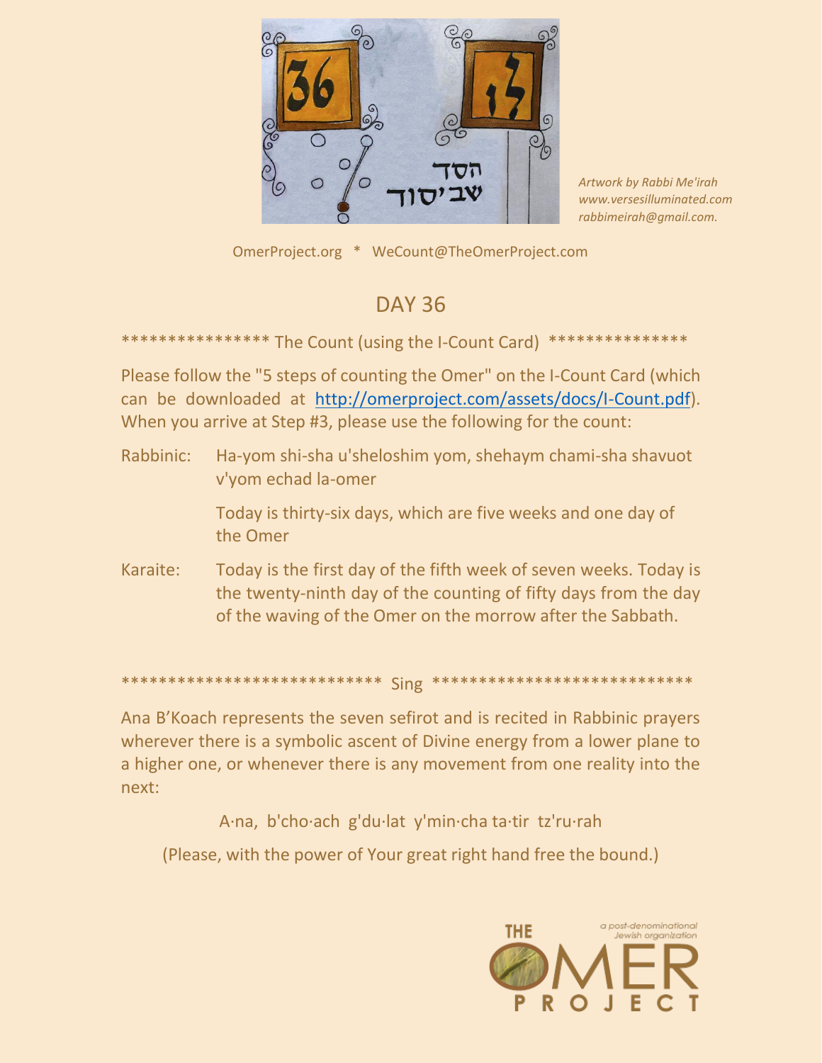Artwork by Rabbi Me'irah
www.versesilluminated.com
rabbimeirah@gmail.com.

OmerProject.org * WeCount@TheOmerProject.com

# DAY 36

**************** The Count (using the I-Count Card) ***************

Please follow the "5 steps of counting the Omer" on the I-Count Card (which can be downloaded at http://omerproject.com/assets/docs/I-Count.pdf). When you arrive at Step #3, please use the following for the count:

Rabbinic: Ha-yom shi-sha u'sheloshim yom, shehaym chami-sha shavuot v'yom echad la-omer

Today is thirty-six days, which are five weeks and one day of the Omer

Karaite: Today is the first day of the fifth week of seven weeks. Today is the twenty-ninth day of the counting of fifty days from the day of the waving of the Omer on the morrow after the Sabbath.

*************************** Sing ***************************

Ana B'Koach represents the seven sefirot and is recited in Rabbinic prayers wherever there is a symbolic ascent of Divine energy from a lower plane to a higher one, or whenever there is any movement from one reality into the next:

A·na, b'cho·ach g'du·lat y'min·cha ta·tir tz'ru·rah

(Please, with the power of Your great right hand free the bound.)

THE OMER PROJECT — a post-denominational Jewish organization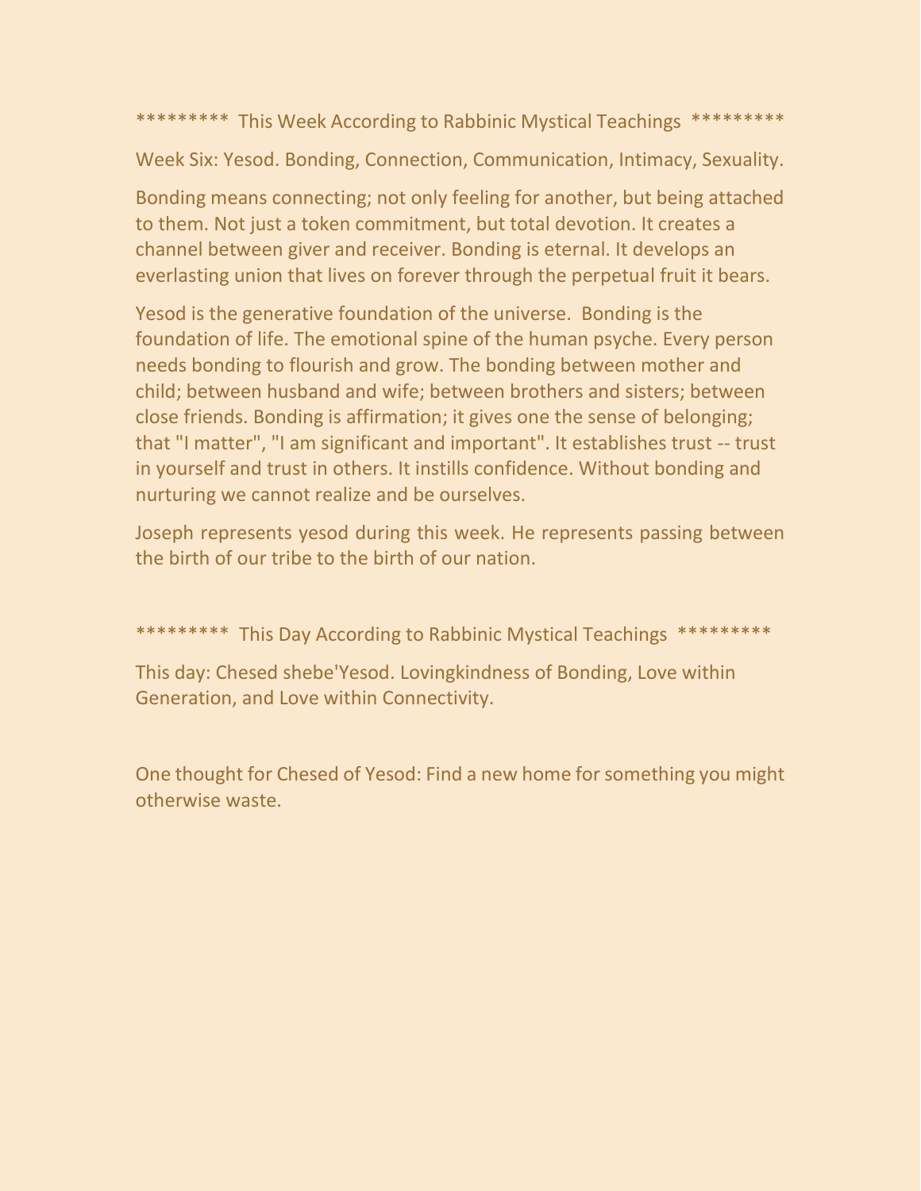********* This Week According to Rabbinic Mystical Teachings *********

Week Six: Yesod. Bonding, Connection, Communication, Intimacy, Sexuality.

Bonding means connecting; not only feeling for another, but being attached to them. Not just a token commitment, but total devotion. It creates a channel between giver and receiver. Bonding is eternal. It develops an everlasting union that lives on forever through the perpetual fruit it bears.

Yesod is the generative foundation of the universe. Bonding is the foundation of life. The emotional spine of the human psyche. Every person needs bonding to flourish and grow. The bonding between mother and child; between husband and wife; between brothers and sisters; between close friends. Bonding is affirmation; it gives one the sense of belonging; that "I matter", "I am significant and important". It establishes trust -- trust in yourself and trust in others. It instills confidence. Without bonding and nurturing we cannot realize and be ourselves.

Joseph represents yesod during this week. He represents passing between the birth of our tribe to the birth of our nation.

********* This Day According to Rabbinic Mystical Teachings *********

This day: Chesed shebe'Yesod. Lovingkindness of Bonding, Love within Generation, and Love within Connectivity.

One thought for Chesed of Yesod: Find a new home for something you might otherwise waste.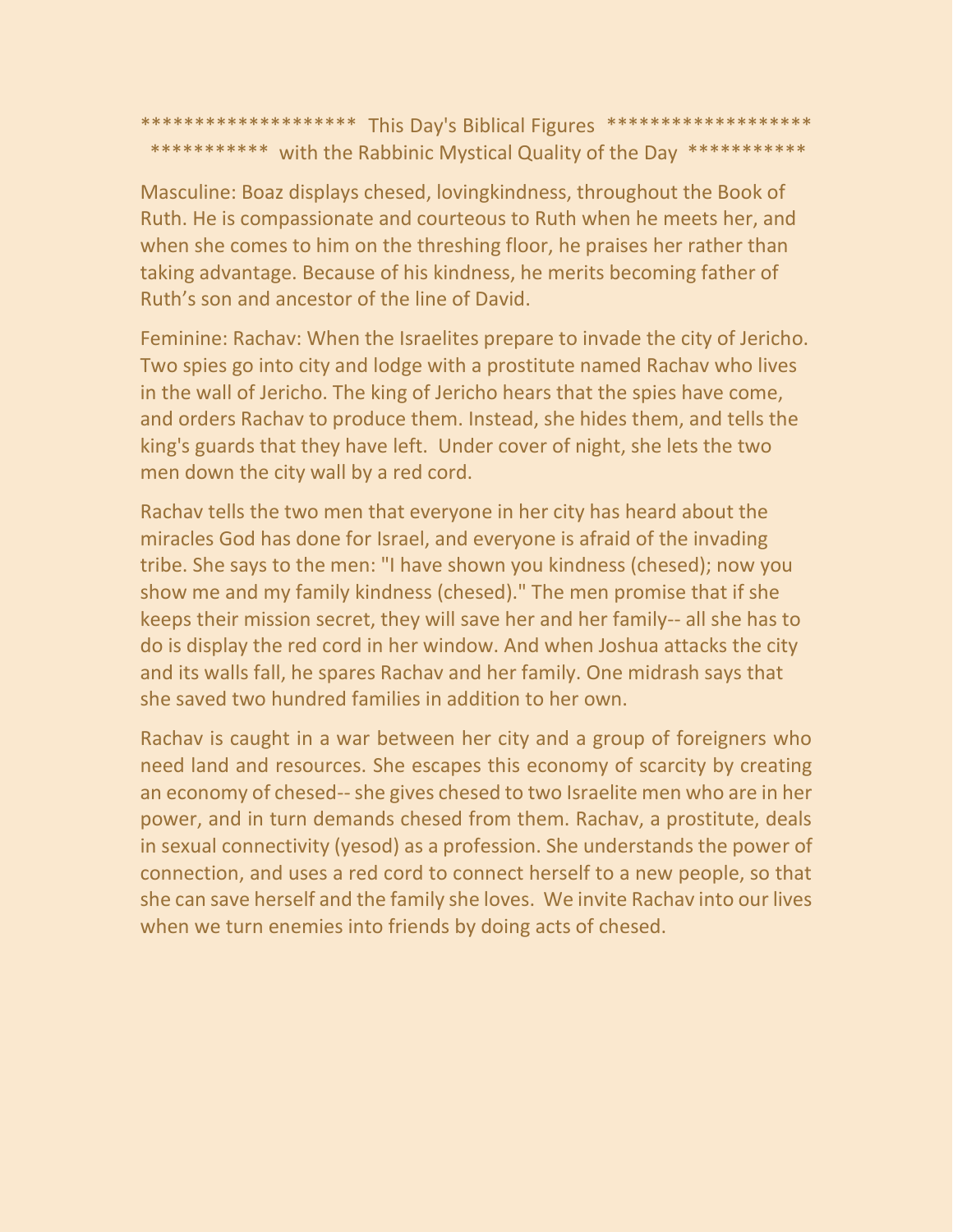******************** This Day's Biblical Figures *******************
*********** with the Rabbinic Mystical Quality of the Day ***********

Masculine: Boaz displays chesed, lovingkindness, throughout the Book of Ruth. He is compassionate and courteous to Ruth when he meets her, and when she comes to him on the threshing floor, he praises her rather than taking advantage. Because of his kindness, he merits becoming father of Ruth's son and ancestor of the line of David.

Feminine: Rachav: When the Israelites prepare to invade the city of Jericho. Two spies go into city and lodge with a prostitute named Rachav who lives in the wall of Jericho. The king of Jericho hears that the spies have come, and orders Rachav to produce them. Instead, she hides them, and tells the king's guards that they have left. Under cover of night, she lets the two men down the city wall by a red cord.

Rachav tells the two men that everyone in her city has heard about the miracles God has done for Israel, and everyone is afraid of the invading tribe. She says to the men: "I have shown you kindness (chesed); now you show me and my family kindness (chesed)." The men promise that if she keeps their mission secret, they will save her and her family-- all she has to do is display the red cord in her window. And when Joshua attacks the city and its walls fall, he spares Rachav and her family. One midrash says that she saved two hundred families in addition to her own.

Rachav is caught in a war between her city and a group of foreigners who need land and resources. She escapes this economy of scarcity by creating an economy of chesed-- she gives chesed to two Israelite men who are in her power, and in turn demands chesed from them. Rachav, a prostitute, deals in sexual connectivity (yesod) as a profession. She understands the power of connection, and uses a red cord to connect herself to a new people, so that she can save herself and the family she loves. We invite Rachav into our lives when we turn enemies into friends by doing acts of chesed.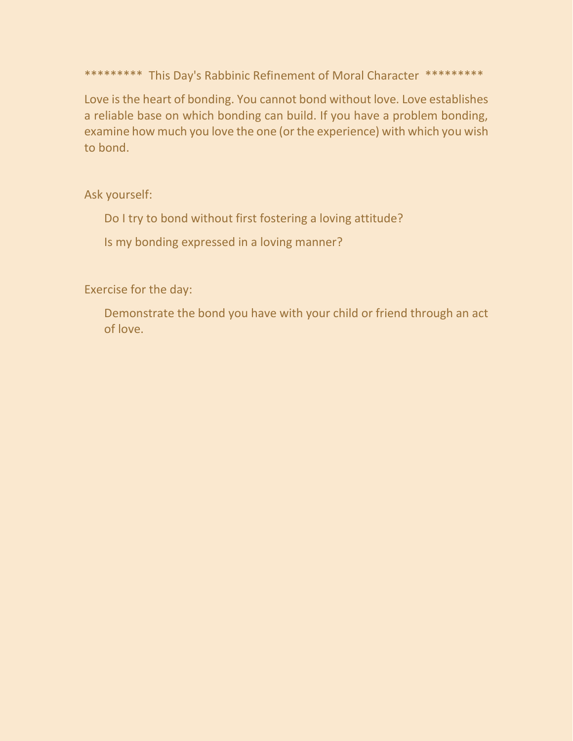\*\*\*\*\*\*\*\*\* This Day's Rabbinic Refinement of Moral Character \*\*\*\*\*\*\*\*\*

Love is the heart of bonding. You cannot bond without love. Love establishes a reliable base on which bonding can build. If you have a problem bonding, examine how much you love the one (or the experience) with which you wish to bond.

Ask yourself:

> Do I try to bond without first fostering a loving attitude?
>
> Is my bonding expressed in a loving manner?

Exercise for the day:

> Demonstrate the bond you have with your child or friend through an act of love.